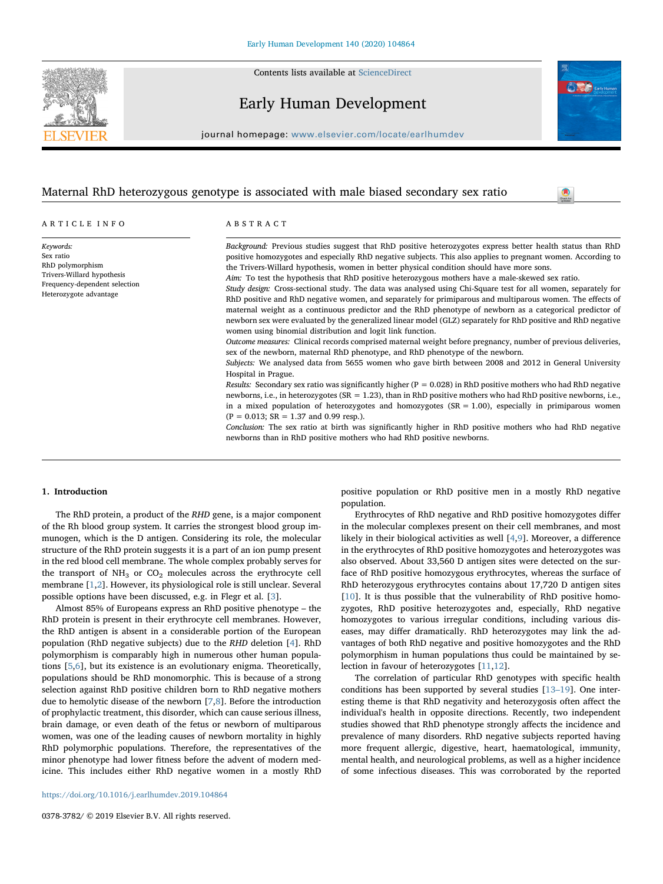# Maternal RhD heterozygous genotype is associated with male biased secondary sex ratio

ARTICLE INFO

*Keywords:*
Sex ratio
RhD polymorphism
Trivers-Willard hypothesis
Frequency-dependent selection
Heterozygote advantage

ABSTRACT

*Background:* Previous studies suggest that RhD positive heterozygotes express better health status than RhD positive homozygotes and especially RhD negative subjects. This also applies to pregnant women. According to the Trivers-Willard hypothesis, women in better physical condition should have more sons.

*Aim:* To test the hypothesis that RhD positive heterozygous mothers have a male-skewed sex ratio.

*Study design:* Cross-sectional study. The data was analysed using Chi-Square test for all women, separately for RhD positive and RhD negative women, and separately for primiparous and multiparous women. The effects of maternal weight as a continuous predictor and the RhD phenotype of newborn as a categorical predictor of newborn sex were evaluated by the generalized linear model (GLZ) separately for RhD positive and RhD negative women using binomial distribution and logit link function.

*Outcome measures:* Clinical records comprised maternal weight before pregnancy, number of previous deliveries, sex of the newborn, maternal RhD phenotype, and RhD phenotype of the newborn.

*Subjects:* We analysed data from 5655 women who gave birth between 2008 and 2012 in General University Hospital in Prague.

*Results:* Secondary sex ratio was significantly higher ($P = 0.028$) in RhD positive mothers who had RhD negative newborns, i.e., in heterozygotes (SR = 1.23), than in RhD positive mothers who had RhD positive newborns, i.e., in a mixed population of heterozygotes and homozygotes (SR = 1.00), especially in primiparous women ($P = 0.013$; SR = 1.37 and 0.99 resp.).

*Conclusion:* The sex ratio at birth was significantly higher in RhD positive mothers who had RhD negative newborns than in RhD positive mothers who had RhD positive newborns.

## 1. Introduction

The RhD protein, a product of the *RHD* gene, is a major component of the Rh blood group system. It carries the strongest blood group immunogen, which is the D antigen. Considering its role, the molecular structure of the RhD protein suggests it is a part of an ion pump present in the red blood cell membrane. The whole complex probably serves for the transport of $NH_3$ or $CO_2$ molecules across the erythrocyte cell membrane [1,2]. However, its physiological role is still unclear. Several possible options have been discussed, e.g. in Flegr et al. [3].

Almost 85% of Europeans express an RhD positive phenotype – the RhD protein is present in their erythrocyte cell membranes. However, the RhD antigen is absent in a considerable portion of the European population (RhD negative subjects) due to the *RHD* deletion [4]. RhD polymorphism is comparably high in numerous other human populations [5,6], but its existence is an evolutionary enigma. Theoretically, populations should be RhD monomorphic. This is because of a strong selection against RhD positive children born to RhD negative mothers due to hemolytic disease of the newborn [7,8]. Before the introduction of prophylactic treatment, this disorder, which can cause serious illness, brain damage, or even death of the fetus or newborn of multiparous women, was one of the leading causes of newborn mortality in highly RhD polymorphic populations. Therefore, the representatives of the minor phenotype had lower fitness before the advent of modern medicine. This includes either RhD negative women in a mostly RhD positive population or RhD positive men in a mostly RhD negative population.

Erythrocytes of RhD negative and RhD positive homozygotes differ in the molecular complexes present on their cell membranes, and most likely in their biological activities as well [4,9]. Moreover, a difference in the erythrocytes of RhD positive homozygotes and heterozygotes was also observed. About 33,560 D antigen sites were detected on the surface of RhD positive homozygous erythrocytes, whereas the surface of RhD heterozygous erythrocytes contains about 17,720 D antigen sites [10]. It is thus possible that the vulnerability of RhD positive homozygotes, RhD positive heterozygotes and, especially, RhD negative homozygotes to various irregular conditions, including various diseases, may differ dramatically. RhD heterozygotes may link the advantages of both RhD negative and positive homozygotes and the RhD polymorphism in human populations thus could be maintained by selection in favour of heterozygotes [11,12].

The correlation of particular RhD genotypes with specific health conditions has been supported by several studies [13–19]. One interesting theme is that RhD negativity and heterozygosis often affect the individual's health in opposite directions. Recently, two independent studies showed that RhD phenotype strongly affects the incidence and prevalence of many disorders. RhD negative subjects reported having more frequent allergic, digestive, heart, haematological, immunity, mental health, and neurological problems, as well as a higher incidence of some infectious diseases. This was corroborated by the reported

https://doi.org/10.1016/j.earlhumdev.2019.104864

0378-3782/ © 2019 Elsevier B.V. All rights reserved.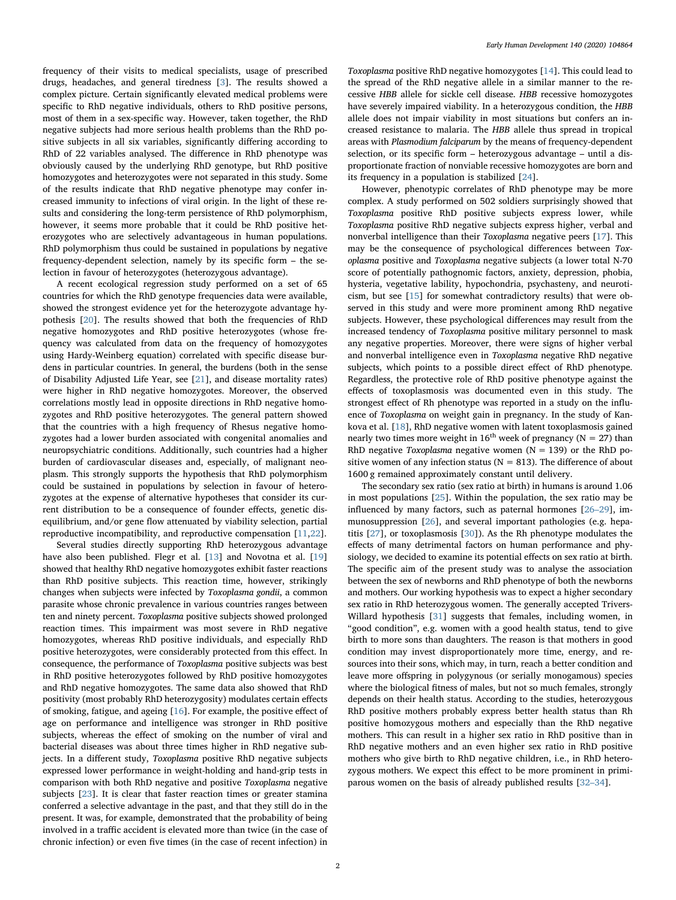frequency of their visits to medical specialists, usage of prescribed drugs, headaches, and general tiredness [3]. The results showed a complex picture. Certain significantly elevated medical problems were specific to RhD negative individuals, others to RhD positive persons, most of them in a sex-specific way. However, taken together, the RhD negative subjects had more serious health problems than the RhD positive subjects in all six variables, significantly differing according to RhD of 22 variables analysed. The difference in RhD phenotype was obviously caused by the underlying RhD genotype, but RhD positive homozygotes and heterozygotes were not separated in this study. Some of the results indicate that RhD negative phenotype may confer increased immunity to infections of viral origin. In the light of these results and considering the long-term persistence of RhD polymorphism, however, it seems more probable that it could be RhD positive heterozygotes who are selectively advantageous in human populations. RhD polymorphism thus could be sustained in populations by negative frequency-dependent selection, namely by its specific form – the selection in favour of heterozygotes (heterozygous advantage).

A recent ecological regression study performed on a set of 65 countries for which the RhD genotype frequencies data were available, showed the strongest evidence yet for the heterozygote advantage hypothesis [20]. The results showed that both the frequencies of RhD negative homozygotes and RhD positive heterozygotes (whose frequency was calculated from data on the frequency of homozygotes using Hardy-Weinberg equation) correlated with specific disease burdens in particular countries. In general, the burdens (both in the sense of Disability Adjusted Life Year, see [21], and disease mortality rates) were higher in RhD negative homozygotes. Moreover, the observed correlations mostly lead in opposite directions in RhD negative homozygotes and RhD positive heterozygotes. The general pattern showed that the countries with a high frequency of Rhesus negative homozygotes had a lower burden associated with congenital anomalies and neuropsychiatric conditions. Additionally, such countries had a higher burden of cardiovascular diseases and, especially, of malignant neoplasm. This strongly supports the hypothesis that RhD polymorphism could be sustained in populations by selection in favour of heterozygotes at the expense of alternative hypotheses that consider its current distribution to be a consequence of founder effects, genetic disequilibrium, and/or gene flow attenuated by viability selection, partial reproductive incompatibility, and reproductive compensation [11,22].

Several studies directly supporting RhD heterozygous advantage have also been published. Flegr et al. [13] and Novotna et al. [19] showed that healthy RhD negative homozygotes exhibit faster reactions than RhD positive subjects. This reaction time, however, strikingly changes when subjects were infected by *Toxoplasma gondii*, a common parasite whose chronic prevalence in various countries ranges between ten and ninety percent. *Toxoplasma* positive subjects showed prolonged reaction times. This impairment was most severe in RhD negative homozygotes, whereas RhD positive individuals, and especially RhD positive heterozygotes, were considerably protected from this effect. In consequence, the performance of *Toxoplasma* positive subjects was best in RhD positive heterozygotes followed by RhD positive homozygotes and RhD negative homozygotes. The same data also showed that RhD positivity (most probably RhD heterozygosity) modulates certain effects of smoking, fatigue, and ageing [16]. For example, the positive effect of age on performance and intelligence was stronger in RhD positive subjects, whereas the effect of smoking on the number of viral and bacterial diseases was about three times higher in RhD negative subjects. In a different study, *Toxoplasma* positive RhD negative subjects expressed lower performance in weight-holding and hand-grip tests in comparison with both RhD negative and positive *Toxoplasma* negative subjects [23]. It is clear that faster reaction times or greater stamina conferred a selective advantage in the past, and that they still do in the present. It was, for example, demonstrated that the probability of being involved in a traffic accident is elevated more than twice (in the case of chronic infection) or even five times (in the case of recent infection) in *Toxoplasma* positive RhD negative homozygotes [14]. This could lead to the spread of the RhD negative allele in a similar manner to the recessive *HBB* allele for sickle cell disease. *HBB* recessive homozygotes have severely impaired viability. In a heterozygous condition, the *HBB* allele does not impair viability in most situations but confers an increased resistance to malaria. The *HBB* allele thus spread in tropical areas with *Plasmodium falciparum* by the means of frequency-dependent selection, or its specific form – heterozygous advantage – until a disproportionate fraction of nonviable recessive homozygotes are born and its frequency in a population is stabilized [24].

However, phenotypic correlates of RhD phenotype may be more complex. A study performed on 502 soldiers surprisingly showed that *Toxoplasma* positive RhD positive subjects express lower, while *Toxoplasma* positive RhD negative subjects express higher, verbal and nonverbal intelligence than their *Toxoplasma* negative peers [17]. This may be the consequence of psychological differences between *Toxoplasma* positive and *Toxoplasma* negative subjects (a lower total N-70 score of potentially pathognomic factors, anxiety, depression, phobia, hysteria, vegetative lability, hypochondria, psychasteny, and neuroticism, but see [15] for somewhat contradictory results) that were observed in this study and were more prominent among RhD negative subjects. However, these psychological differences may result from the increased tendency of *Toxoplasma* positive military personnel to mask any negative properties. Moreover, there were signs of higher verbal and nonverbal intelligence even in *Toxoplasma* negative RhD negative subjects, which points to a possible direct effect of RhD phenotype. Regardless, the protective role of RhD positive phenotype against the effects of toxoplasmosis was documented even in this study. The strongest effect of Rh phenotype was reported in a study on the influence of *Toxoplasma* on weight gain in pregnancy. In the study of Kankova et al. [18], RhD negative women with latent toxoplasmosis gained nearly two times more weight in 16$^{th}$ week of pregnancy (N = 27) than RhD negative *Toxoplasma* negative women (N = 139) or the RhD positive women of any infection status (N = 813). The difference of about 1600 g remained approximately constant until delivery.

The secondary sex ratio (sex ratio at birth) in humans is around 1.06 in most populations [25]. Within the population, the sex ratio may be influenced by many factors, such as paternal hormones [26–29], immunosuppression [26], and several important pathologies (e.g. hepatitis [27], or toxoplasmosis [30]). As the Rh phenotype modulates the effects of many detrimental factors on human performance and physiology, we decided to examine its potential effects on sex ratio at birth. The specific aim of the present study was to analyse the association between the sex of newborns and RhD phenotype of both the newborns and mothers. Our working hypothesis was to expect a higher secondary sex ratio in RhD heterozygous women. The generally accepted Trivers-Willard hypothesis [31] suggests that females, including women, in "good condition", e.g. women with a good health status, tend to give birth to more sons than daughters. The reason is that mothers in good condition may invest disproportionately more time, energy, and resources into their sons, which may, in turn, reach a better condition and leave more offspring in polygynous (or serially monogamous) species where the biological fitness of males, but not so much females, strongly depends on their health status. According to the studies, heterozygous RhD positive mothers probably express better health status than Rh positive homozygous mothers and especially than the RhD negative mothers. This can result in a higher sex ratio in RhD positive than in RhD negative mothers and an even higher sex ratio in RhD positive mothers who give birth to RhD negative children, i.e., in RhD heterozygous mothers. We expect this effect to be more prominent in primiparous women on the basis of already published results [32–34].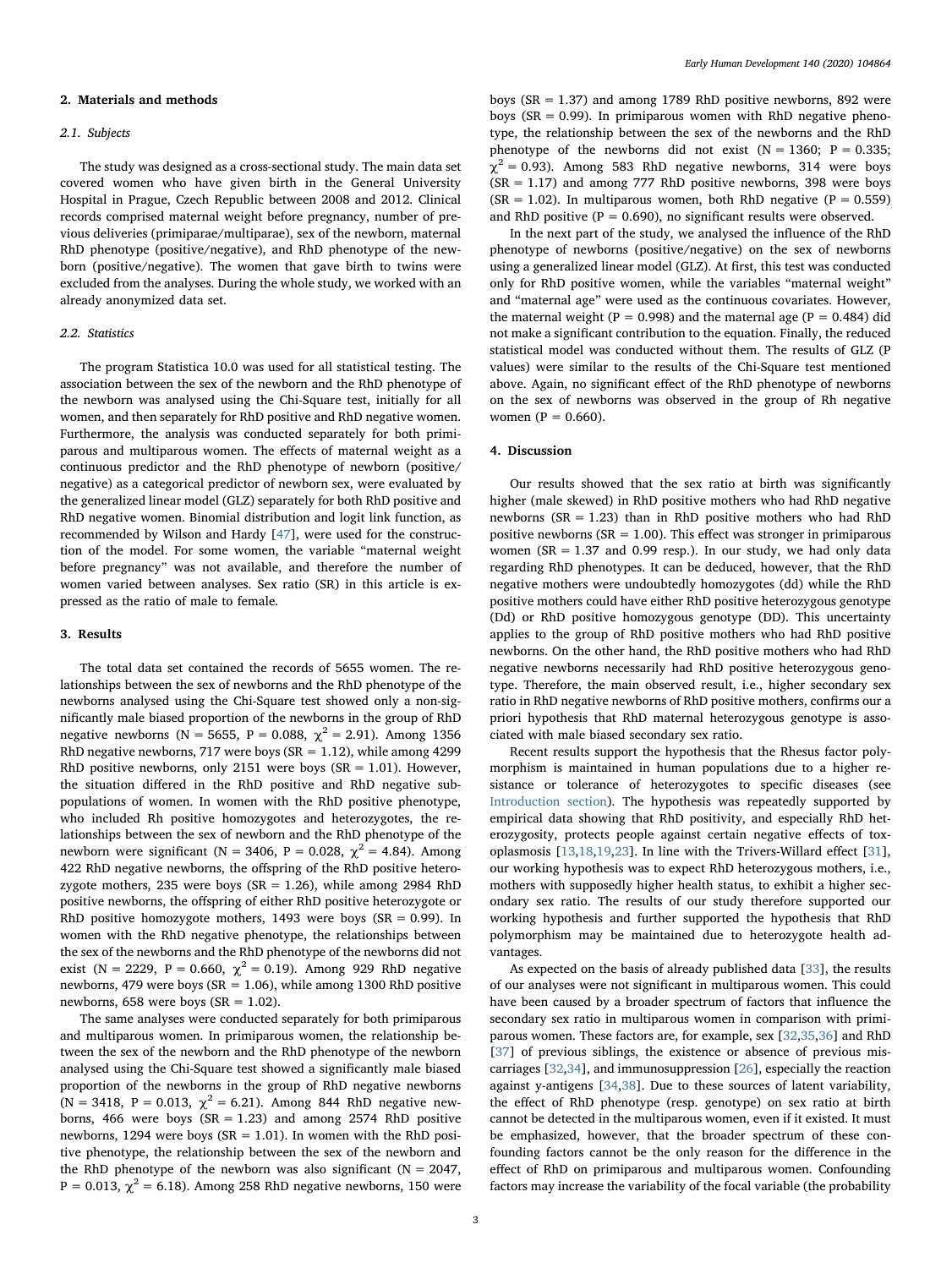## 2. Materials and methods

### 2.1. Subjects

The study was designed as a cross-sectional study. The main data set covered women who have given birth in the General University Hospital in Prague, Czech Republic between 2008 and 2012. Clinical records comprised maternal weight before pregnancy, number of previous deliveries (primiparae/multiparae), sex of the newborn, maternal RhD phenotype (positive/negative), and RhD phenotype of the newborn (positive/negative). The women that gave birth to twins were excluded from the analyses. During the whole study, we worked with an already anonymized data set.

### 2.2. Statistics

The program Statistica 10.0 was used for all statistical testing. The association between the sex of the newborn and the RhD phenotype of the newborn was analysed using the Chi-Square test, initially for all women, and then separately for RhD positive and RhD negative women. Furthermore, the analysis was conducted separately for both primiparous and multiparous women. The effects of maternal weight as a continuous predictor and the RhD phenotype of newborn (positive/negative) as a categorical predictor of newborn sex, were evaluated by the generalized linear model (GLZ) separately for both RhD positive and RhD negative women. Binomial distribution and logit link function, as recommended by Wilson and Hardy [47], were used for the construction of the model. For some women, the variable "maternal weight before pregnancy" was not available, and therefore the number of women varied between analyses. Sex ratio (SR) in this article is expressed as the ratio of male to female.

## 3. Results

The total data set contained the records of 5655 women. The relationships between the sex of newborns and the RhD phenotype of the newborns analysed using the Chi-Square test showed only a non-significantly male biased proportion of the newborns in the group of RhD negative newborns (N = 5655, P = 0.088, $\chi^2 = 2.91$). Among 1356 RhD negative newborns, 717 were boys (SR = 1.12), while among 4299 RhD positive newborns, only 2151 were boys (SR = 1.01). However, the situation differed in the RhD positive and RhD negative subpopulations of women. In women with the RhD positive phenotype, who included Rh positive homozygotes and heterozygotes, the relationships between the sex of newborn and the RhD phenotype of the newborn were significant (N = 3406, P = 0.028, $\chi^2 = 4.84$). Among 422 RhD negative newborns, the offspring of the RhD positive heterozygote mothers, 235 were boys (SR = 1.26), while among 2984 RhD positive newborns, the offspring of either RhD positive heterozygote or RhD positive homozygote mothers, 1493 were boys (SR = 0.99). In women with the RhD negative phenotype, the relationships between the sex of the newborns and the RhD phenotype of the newborns did not exist (N = 2229, P = 0.660, $\chi^2 = 0.19$). Among 929 RhD negative newborns, 479 were boys (SR = 1.06), while among 1300 RhD positive newborns, 658 were boys (SR = 1.02).

The same analyses were conducted separately for both primiparous and multiparous women. In primiparous women, the relationship between the sex of the newborn and the RhD phenotype of the newborn analysed using the Chi-Square test showed a significantly male biased proportion of the newborns in the group of RhD negative newborns (N = 3418, P = 0.013, $\chi^2 = 6.21$). Among 844 RhD negative newborns, 466 were boys (SR = 1.23) and among 2574 RhD positive newborns, 1294 were boys (SR = 1.01). In women with the RhD positive phenotype, the relationship between the sex of the newborn and the RhD phenotype of the newborn was also significant (N = 2047, P = 0.013, $\chi^2 = 6.18$). Among 258 RhD negative newborns, 150 were boys (SR = 1.37) and among 1789 RhD positive newborns, 892 were boys (SR = 0.99). In primiparous women with RhD negative phenotype, the relationship between the sex of the newborns and the RhD phenotype of the newborns did not exist (N = 1360; P = 0.335; $\chi^2 = 0.93$). Among 583 RhD negative newborns, 314 were boys (SR = 1.17) and among 777 RhD positive newborns, 398 were boys (SR = 1.02). In multiparous women, both RhD negative (P = 0.559) and RhD positive (P = 0.690), no significant results were observed.

In the next part of the study, we analysed the influence of the RhD phenotype of newborns (positive/negative) on the sex of newborns using a generalized linear model (GLZ). At first, this test was conducted only for RhD positive women, while the variables "maternal weight" and "maternal age" were used as the continuous covariates. However, the maternal weight (P = 0.998) and the maternal age (P = 0.484) did not make a significant contribution to the equation. Finally, the reduced statistical model was conducted without them. The results of GLZ (P values) were similar to the results of the Chi-Square test mentioned above. Again, no significant effect of the RhD phenotype of newborns on the sex of newborns was observed in the group of Rh negative women (P = 0.660).

## 4. Discussion

Our results showed that the sex ratio at birth was significantly higher (male skewed) in RhD positive mothers who had RhD negative newborns (SR = 1.23) than in RhD positive mothers who had RhD positive newborns (SR = 1.00). This effect was stronger in primiparous women (SR = 1.37 and 0.99 resp.). In our study, we had only data regarding RhD phenotypes. It can be deduced, however, that the RhD negative mothers were undoubtedly homozygotes (dd) while the RhD positive mothers could have either RhD positive heterozygous genotype (Dd) or RhD positive homozygous genotype (DD). This uncertainty applies to the group of RhD positive mothers who had RhD positive newborns. On the other hand, the RhD positive mothers who had RhD negative newborns necessarily had RhD positive heterozygous genotype. Therefore, the main observed result, i.e., higher secondary sex ratio in RhD negative newborns of RhD positive mothers, confirms our a priori hypothesis that RhD maternal heterozygous genotype is associated with male biased secondary sex ratio.

Recent results support the hypothesis that the Rhesus factor polymorphism is maintained in human populations due to a higher resistance or tolerance of heterozygotes to specific diseases (see Introduction section). The hypothesis was repeatedly supported by empirical data showing that RhD positivity, and especially RhD heterozygosity, protects people against certain negative effects of toxoplasmosis [13,18,19,23]. In line with the Trivers-Willard effect [31], our working hypothesis was to expect RhD heterozygous mothers, i.e., mothers with supposedly higher health status, to exhibit a higher secondary sex ratio. The results of our study therefore supported our working hypothesis and further supported the hypothesis that RhD polymorphism may be maintained due to heterozygote health advantages.

As expected on the basis of already published data [33], the results of our analyses were not significant in multiparous women. This could have been caused by a broader spectrum of factors that influence the secondary sex ratio in multiparous women in comparison with primiparous women. These factors are, for example, sex [32,35,36] and RhD [37] of previous siblings, the existence or absence of previous miscarriages [32,34], and immunosuppression [26], especially the reaction against y-antigens [34,38]. Due to these sources of latent variability, the effect of RhD phenotype (resp. genotype) on sex ratio at birth cannot be detected in the multiparous women, even if it existed. It must be emphasized, however, that the broader spectrum of these confounding factors cannot be the only reason for the difference in the effect of RhD on primiparous and multiparous women. Confounding factors may increase the variability of the focal variable (the probability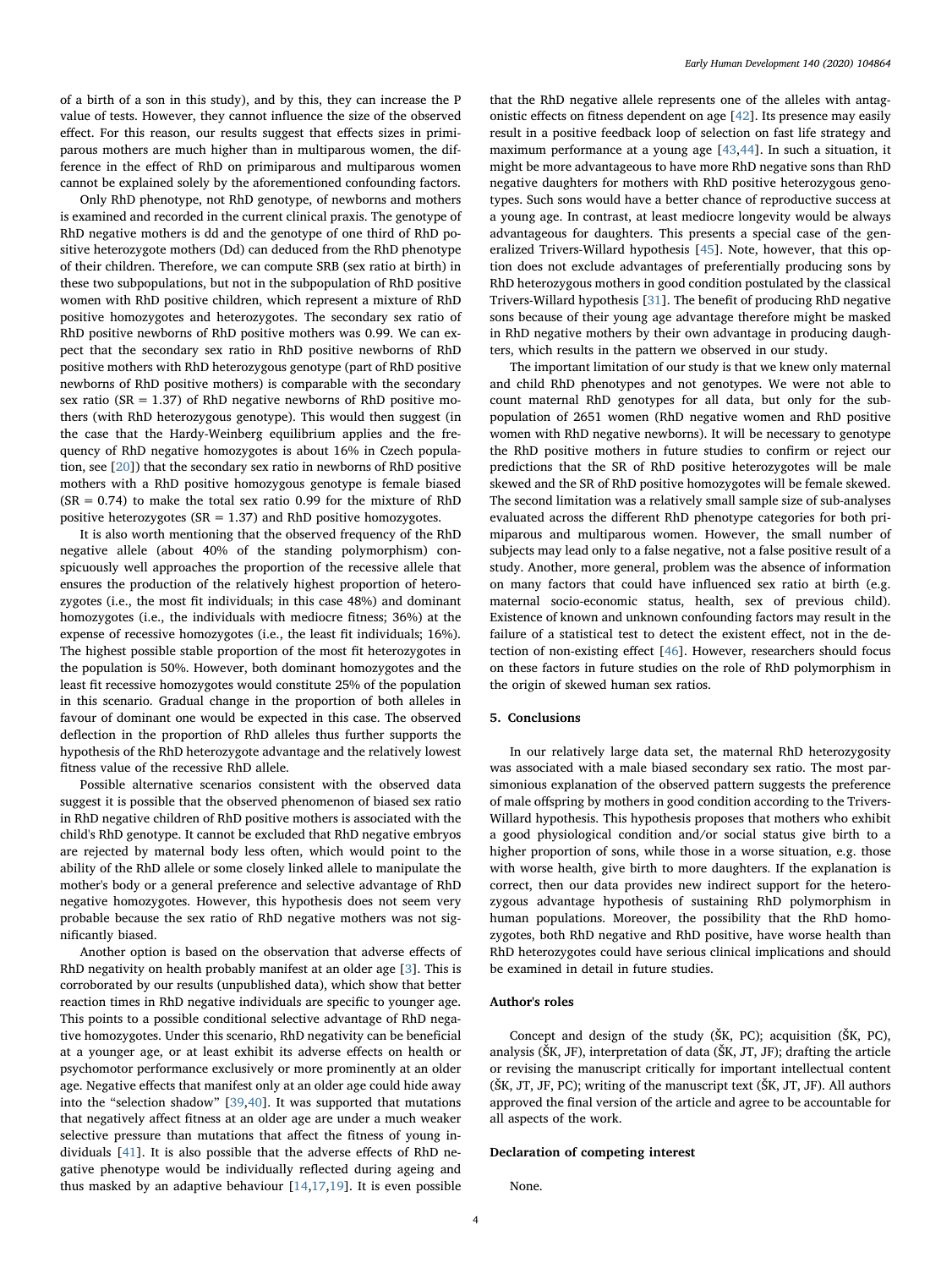of a birth of a son in this study), and by this, they can increase the P value of tests. However, they cannot influence the size of the observed effect. For this reason, our results suggest that effects sizes in primiparous mothers are much higher than in multiparous women, the difference in the effect of RhD on primiparous and multiparous women cannot be explained solely by the aforementioned confounding factors.

Only RhD phenotype, not RhD genotype, of newborns and mothers is examined and recorded in the current clinical praxis. The genotype of RhD negative mothers is dd and the genotype of one third of RhD positive heterozygote mothers (Dd) can deduced from the RhD phenotype of their children. Therefore, we can compute SRB (sex ratio at birth) in these two subpopulations, but not in the subpopulation of RhD positive women with RhD positive children, which represent a mixture of RhD positive homozygotes and heterozygotes. The secondary sex ratio of RhD positive newborns of RhD positive mothers was 0.99. We can expect that the secondary sex ratio in RhD positive newborns of RhD positive mothers with RhD heterozygous genotype (part of RhD positive newborns of RhD positive mothers) is comparable with the secondary sex ratio (SR = 1.37) of RhD negative newborns of RhD positive mothers (with RhD heterozygous genotype). This would then suggest (in the case that the Hardy-Weinberg equilibrium applies and the frequency of RhD negative homozygotes is about 16% in Czech population, see [20]) that the secondary sex ratio in newborns of RhD positive mothers with a RhD positive homozygous genotype is female biased (SR = 0.74) to make the total sex ratio 0.99 for the mixture of RhD positive heterozygotes (SR = 1.37) and RhD positive homozygotes.

It is also worth mentioning that the observed frequency of the RhD negative allele (about 40% of the standing polymorphism) conspicuously well approaches the proportion of the recessive allele that ensures the production of the relatively highest proportion of heterozygotes (i.e., the most fit individuals; in this case 48%) and dominant homozygotes (i.e., the individuals with mediocre fitness; 36%) at the expense of recessive homozygotes (i.e., the least fit individuals; 16%). The highest possible stable proportion of the most fit heterozygotes in the population is 50%. However, both dominant homozygotes and the least fit recessive homozygotes would constitute 25% of the population in this scenario. Gradual change in the proportion of both alleles in favour of dominant one would be expected in this case. The observed deflection in the proportion of RhD alleles thus further supports the hypothesis of the RhD heterozygote advantage and the relatively lowest fitness value of the recessive RhD allele.

Possible alternative scenarios consistent with the observed data suggest it is possible that the observed phenomenon of biased sex ratio in RhD negative children of RhD positive mothers is associated with the child's RhD genotype. It cannot be excluded that RhD negative embryos are rejected by maternal body less often, which would point to the ability of the RhD allele or some closely linked allele to manipulate the mother's body or a general preference and selective advantage of RhD negative homozygotes. However, this hypothesis does not seem very probable because the sex ratio of RhD negative mothers was not significantly biased.

Another option is based on the observation that adverse effects of RhD negativity on health probably manifest at an older age [3]. This is corroborated by our results (unpublished data), which show that better reaction times in RhD negative individuals are specific to younger age. This points to a possible conditional selective advantage of RhD negative homozygotes. Under this scenario, RhD negativity can be beneficial at a younger age, or at least exhibit its adverse effects on health or psychomotor performance exclusively or more prominently at an older age. Negative effects that manifest only at an older age could hide away into the "selection shadow" [39,40]. It was supported that mutations that negatively affect fitness at an older age are under a much weaker selective pressure than mutations that affect the fitness of young individuals [41]. It is also possible that the adverse effects of RhD negative phenotype would be individually reflected during ageing and thus masked by an adaptive behaviour [14,17,19]. It is even possible that the RhD negative allele represents one of the alleles with antagonistic effects on fitness dependent on age [42]. Its presence may easily result in a positive feedback loop of selection on fast life strategy and maximum performance at a young age [43,44]. In such a situation, it might be more advantageous to have more RhD negative sons than RhD negative daughters for mothers with RhD positive heterozygous genotypes. Such sons would have a better chance of reproductive success at a young age. In contrast, at least mediocre longevity would be always advantageous for daughters. This presents a special case of the generalized Trivers-Willard hypothesis [45]. Note, however, that this option does not exclude advantages of preferentially producing sons by RhD heterozygous mothers in good condition postulated by the classical Trivers-Willard hypothesis [31]. The benefit of producing RhD negative sons because of their young age advantage therefore might be masked in RhD negative mothers by their own advantage in producing daughters, which results in the pattern we observed in our study.

The important limitation of our study is that we knew only maternal and child RhD phenotypes and not genotypes. We were not able to count maternal RhD genotypes for all data, but only for the subpopulation of 2651 women (RhD negative women and RhD positive women with RhD negative newborns). It will be necessary to genotype the RhD positive mothers in future studies to confirm or reject our predictions that the SR of RhD positive heterozygotes will be male skewed and the SR of RhD positive homozygotes will be female skewed. The second limitation was a relatively small sample size of sub-analyses evaluated across the different RhD phenotype categories for both primiparous and multiparous women. However, the small number of subjects may lead only to a false negative, not a false positive result of a study. Another, more general, problem was the absence of information on many factors that could have influenced sex ratio at birth (e.g. maternal socio-economic status, health, sex of previous child). Existence of known and unknown confounding factors may result in the failure of a statistical test to detect the existent effect, not in the detection of non-existing effect [46]. However, researchers should focus on these factors in future studies on the role of RhD polymorphism in the origin of skewed human sex ratios.

## 5. Conclusions

In our relatively large data set, the maternal RhD heterozygosity was associated with a male biased secondary sex ratio. The most parsimonious explanation of the observed pattern suggests the preference of male offspring by mothers in good condition according to the Trivers-Willard hypothesis. This hypothesis proposes that mothers who exhibit a good physiological condition and/or social status give birth to a higher proportion of sons, while those in a worse situation, e.g. those with worse health, give birth to more daughters. If the explanation is correct, then our data provides new indirect support for the heterozygous advantage hypothesis of sustaining RhD polymorphism in human populations. Moreover, the possibility that the RhD homozygotes, both RhD negative and RhD positive, have worse health than RhD heterozygotes could have serious clinical implications and should be examined in detail in future studies.

## Author's roles

Concept and design of the study (ŠK, PC); acquisition (ŠK, PC), analysis (ŠK, JF), interpretation of data (ŠK, JT, JF); drafting the article or revising the manuscript critically for important intellectual content (ŠK, JT, JF, PC); writing of the manuscript text (ŠK, JT, JF). All authors approved the final version of the article and agree to be accountable for all aspects of the work.

## Declaration of competing interest

None.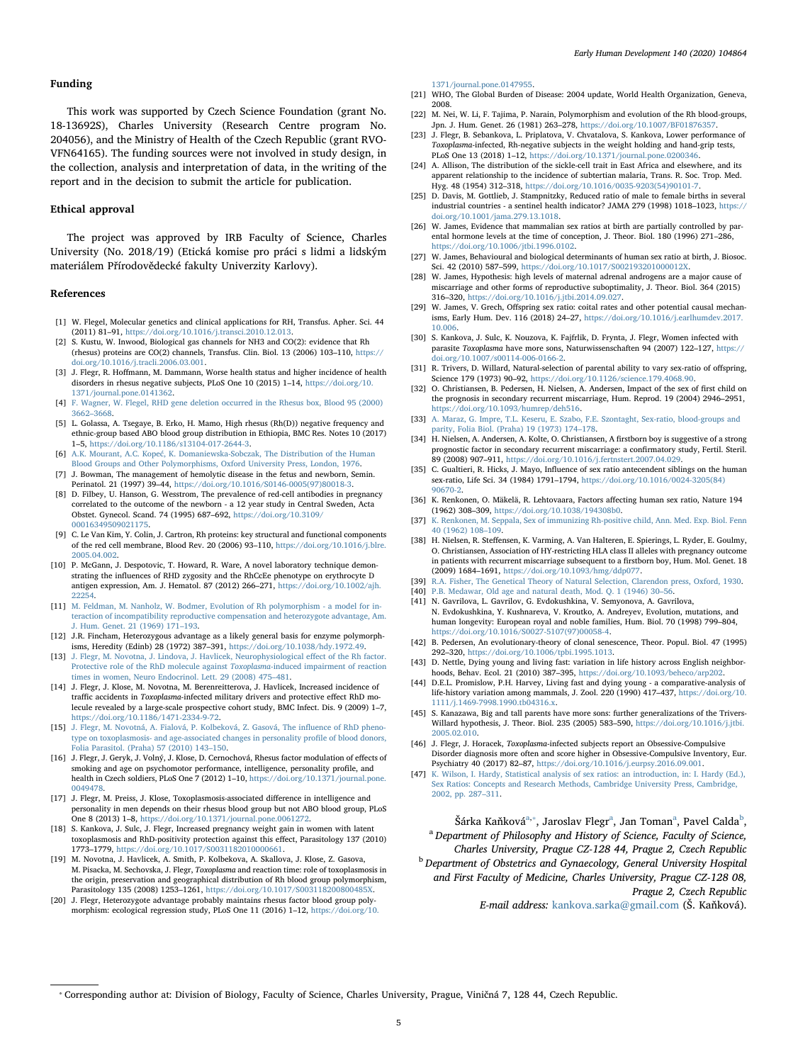## Funding

This work was supported by Czech Science Foundation (grant No. 18-13692S), Charles University (Research Centre program No. 204056), and the Ministry of Health of the Czech Republic (grant RVO-VFN64165). The funding sources were not involved in study design, in the collection, analysis and interpretation of data, in the writing of the report and in the decision to submit the article for publication.

## Ethical approval

The project was approved by IRB Faculty of Science, Charles University (No. 2018/19) (Etická komise pro práci s lidmi a lidským materiálem Přírodovědecké fakulty Univerzity Karlovy).

## References

[1] W. Flegel, Molecular genetics and clinical applications for RH, Transfus. Apher. Sci. 44 (2011) 81–91, https://doi.org/10.1016/j.transci.2010.12.013.

[2] S. Kustu, W. Inwood, Biological gas channels for NH3 and CO(2): evidence that Rh (rhesus) proteins are CO(2) channels, Transfus. Clin. Biol. 13 (2006) 103–110, https://doi.org/10.1016/j.tracli.2006.03.001.

[3] J. Flegr, R. Hoffmann, M. Dammann, Worse health status and higher incidence of health disorders in rhesus negative subjects, PLoS One 10 (2015) 1–14, https://doi.org/10.1371/journal.pone.0141362.

[4] F. Wagner, W. Flegel, RHD gene deletion occurred in the Rhesus box, Blood 95 (2000) 3662–3668.

[5] L. Golassa, A. Tsegaye, B. Erko, H. Mamo, High rhesus (Rh(D)) negative frequency and ethnic-group based ABO blood group distribution in Ethiopia, BMC Res. Notes 10 (2017) 1–5, https://doi.org/10.1186/s13104-017-2644-3.

[6] A.K. Mourant, A.C. Kopeć, K. Domaniewska-Sobczak, The Distribution of the Human Blood Groups and Other Polymorphisms, Oxford University Press, London, 1976.

[7] J. Bowman, The management of hemolytic disease in the fetus and newborn, Semin. Perinatol. 21 (1997) 39–44, https://doi.org/10.1016/S0146-0005(97)80018-3.

[8] D. Filbey, U. Hanson, G. Wesstrom, The prevalence of red-cell antibodies in pregnancy correlated to the outcome of the newborn - a 12 year study in Central Sweden, Acta Obstet. Gynecol. Scand. 74 (1995) 687–692, https://doi.org/10.3109/00016349509021175.

[9] C. Le Van Kim, Y. Colin, J. Cartron, Rh proteins: key structural and functional components of the red cell membrane, Blood Rev. 20 (2006) 93–110, https://doi.org/10.1016/j.blre.2005.04.002.

[10] P. McGann, J. Despotovic, T. Howard, R. Ware, A novel laboratory technique demonstrating the influences of RHD zygosity and the RhCcEe phenotype on erythrocyte D antigen expression, Am. J. Hematol. 87 (2012) 266–271, https://doi.org/10.1002/ajh.22254.

[11] M. Feldman, M. Nanholz, W. Bodmer, Evolution of Rh polymorphism - a model for interaction of incompatibility reproductive compensation and heterozygote advantage, Am. J. Hum. Genet. 21 (1969) 171–193.

[12] J.R. Fincham, Heterozygous advantage as a likely general basis for enzyme polymorphisms, Heredity (Edinb) 28 (1972) 387–391, https://doi.org/10.1038/hdy.1972.49.

[13] J. Flegr, M. Novotna, J. Lindova, J. Havlicek, Neurophysiological effect of the Rh factor. Protective role of the RhD molecule against *Toxoplasma*-induced impairment of reaction times in women, Neuro Endocrinol. Lett. 29 (2008) 475–481.

[14] J. Flegr, J. Klose, M. Novotna, M. Berenreitterova, J. Havlicek, Increased incidence of traffic accidents in *Toxoplasma*-infected military drivers and protective effect RhD molecule revealed by a large-scale prospective cohort study, BMC Infect. Dis. 9 (2009) 1–7, https://doi.org/10.1186/1471-2334-9-72.

[15] J. Flegr, M. Novotná, A. Fialová, P. Kolbeková, Z. Gasová, The influence of RhD phenotype on toxoplasmosis- and age-associated changes in personality profile of blood donors, Folia Parasitol. (Praha) 57 (2010) 143–150.

[16] J. Flegr, J. Geryk, J. Volný, J. Klose, D. Cernochová, Rhesus factor modulation of effects of smoking and age on psychomotor performance, intelligence, personality profile, and health in Czech soldiers, PLoS One 7 (2012) 1–10, https://doi.org/10.1371/journal.pone.0049478.

[17] J. Flegr, M. Preiss, J. Klose, Toxoplasmosis-associated difference in intelligence and personality in men depends on their rhesus blood group but not ABO blood group, PLoS One 8 (2013) 1–8, https://doi.org/10.1371/journal.pone.0061272.

[18] S. Kankova, J. Sulc, J. Flegr, Increased pregnancy weight gain in women with latent toxoplasmosis and RhD-positivity protection against this effect, Parasitology 137 (2010) 1773–1779, https://doi.org/10.1017/S0031182010000661.

[19] M. Novotna, J. Havlicek, A. Smith, P. Kolbekova, A. Skallova, J. Klose, Z. Gasova, M. Pisacka, M. Sechovska, J. Flegr, *Toxoplasma* and reaction time: role of toxoplasmosis in the origin, preservation and geographical distribution of Rh blood group polymorphism, Parasitology 135 (2008) 1253–1261, https://doi.org/10.1017/S003118200800485X.

[20] J. Flegr, Heterozygote advantage probably maintains rhesus factor blood group polymorphism: ecological regression study, PLoS One 11 (2016) 1–12, https://doi.org/10.1371/journal.pone.0147955.

[21] WHO, The Global Burden of Disease: 2004 update, World Health Organization, Geneva, 2008.

[22] M. Nei, W. Li, F. Tajima, P. Narain, Polymorphism and evolution of the Rh blood-groups, Jpn. J. Hum. Genet. 26 (1981) 263–278, https://doi.org/10.1007/BF01876357.

[23] J. Flegr, B. Sebankova, L. Priplatova, V. Chvatalova, S. Kankova, Lower performance of *Toxoplasma*-infected, Rh-negative subjects in the weight holding and hand-grip tests, PLoS One 13 (2018) 1–12, https://doi.org/10.1371/journal.pone.0200346.

[24] A. Allison, The distribution of the sickle-cell trait in East Africa and elsewhere, and its apparent relationship to the incidence of subtertian malaria, Trans. R. Soc. Trop. Med. Hyg. 48 (1954) 312–318, https://doi.org/10.1016/0035-9203(54)90101-7.

[25] D. Davis, M. Gottlieb, J. Stampnitzky, Reduced ratio of male to female births in several industrial countries - a sentinel health indicator? JAMA 279 (1998) 1018–1023, https://doi.org/10.1001/jama.279.13.1018.

[26] W. James, Evidence that mammalian sex ratios at birth are partially controlled by parental hormone levels at the time of conception, J. Theor. Biol. 180 (1996) 271–286, https://doi.org/10.1006/jtbi.1996.0102.

[27] W. James, Behavioural and biological determinants of human sex ratio at birth, J. Biosoc. Sci. 42 (2010) 587–599, https://doi.org/10.1017/S002193201000012X.

[28] W. James, Hypothesis: high levels of maternal adrenal androgens are a major cause of miscarriage and other forms of reproductive suboptimality, J. Theor. Biol. 364 (2015) 316–320, https://doi.org/10.1016/j.jtbi.2014.09.027.

[29] W. James, V. Grech, Offspring sex ratio: coital rates and other potential causal mechanisms, Early Hum. Dev. 116 (2018) 24–27, https://doi.org/10.1016/j.earlhumdev.2017.10.006.

[30] S. Kankova, J. Sulc, K. Nouzova, K. Fajfrlik, D. Frynta, J. Flegr, Women infected with parasite *Toxoplasma* have more sons, Naturwissenschaften 94 (2007) 122–127, https://doi.org/10.1007/s00114-006-0166-2.

[31] R. Trivers, D. Willard, Natural-selection of parental ability to vary sex-ratio of offspring, Science 179 (1973) 90–92, https://doi.org/10.1126/science.179.4068.90.

[32] O. Christiansen, B. Pedersen, H. Nielsen, A. Andersen, Impact of the sex of first child on the prognosis in secondary recurrent miscarriage, Hum. Reprod. 19 (2004) 2946–2951, https://doi.org/10.1093/humrep/deh516.

[33] A. Maraz, G. Jerne, T.L. Keseru, E. Szabo, F.E. Szontaght, Sex-ratio, blood-groups and parity, Folia Biol. (Praha) 19 (1973) 174–178.

[34] H. Nielsen, A. Andersen, A. Kolte, O. Christiansen, A firstborn boy is suggestive of a strong prognostic factor in secondary recurrent miscarriage: a confirmatory study, Fertil. Steril. 89 (2008) 907–911, https://doi.org/10.1016/j.fertnstert.2007.04.029.

[35] C. Gualtieri, R. Hicks, J. Mayo, Influence of sex ratio antecendent siblings on the human sex-ratio, Life Sci. 34 (1984) 1791–1794, https://doi.org/10.1016/0024-3205(84)90670-2.

[36] K. Renkonen, O. Mäkelä, R. Lehtovaara, Factors affecting human sex ratio, Nature 194 (1962) 308–309, https://doi.org/10.1038/194308b0.

[37] K. Renkonen, M. Seppala, Sex of immunizing Rh-positive child, Ann. Med. Exp. Biol. Fenn 40 (1962) 108–109.

[38] H. Nielsen, R. Steffensen, K. Varming, A. Van Halteren, E. Spierings, L. Ryder, E. Goulmy, O. Christiansen, Association of HY-restricting HLA class II alleles with pregnancy outcome in patients with recurrent miscarriage subsequent to a firstborn boy, Hum. Mol. Genet. 18 (2009) 1684–1691, https://doi.org/10.1093/hmg/ddp077.

[39] R.A. Fisher, The Genetical Theory of Natural Selection, Clarendon press, Oxford, 1930.

[40] P.B. Medawar, Old age and natural death, Mod. Q. 1 (1946) 30–56.

[41] N. Gavrilova, L. Gavrilov, G. Evdokushkina, V. Semyonova, A. Gavrilova, N. Evdokushkina, Y. Kushnareva, V. Kroutko, A. Andreyev, Evolution, mutations, and human longevity: European royal and noble families, Hum. Biol. 70 (1998) 799–804, https://doi.org/10.1016/S0027-5107(97)00058-4.

[42] B. Pedersen, An evolutionary-theory of clonal senescence, Theor. Popul. Biol. 47 (1995) 292–320, https://doi.org/10.1006/tpbi.1995.1013.

[43] D. Nettle, Dying young and living fast: variation in life history across English neighborhoods, Behav. Ecol. 21 (2010) 387–395, https://doi.org/10.1093/beheco/arp202.

[44] D.E.L. Promislow, P.H. Harvey, Living fast and dying young - a comparative-analysis of life-history variation among mammals, J. Zool. 220 (1990) 417–437, https://doi.org/10.1111/j.1469-7998.1990.tb04316.x.

[45] S. Kanazawa, Big and tall parents have more sons: further generalizations of the Trivers-Willard hypothesis, J. Theor. Biol. 235 (2005) 583–590, https://doi.org/10.1016/j.jtbi.2005.02.010.

[46] J. Flegr, J. Horacek, *Toxoplasma*-infected subjects report an Obsessive-Compulsive Disorder diagnosis more often and score higher in Obsessive-Compulsive Inventory, Eur. Psychiatry 40 (2017) 82–87, https://doi.org/10.1016/j.eurpsy.2016.09.001.

[47] K. Wilson, I. Hardy, Statistical analysis of sex ratios: an introduction, in: I. Hardy (Ed.), Sex Ratios: Concepts and Research Methods, Cambridge University Press, Cambridge, 2002, pp. 287–311.

Šárka Kaňková[a,*], Jaroslav Flegr[a], Jan Toman[a], Pavel Calda[b]

[a] *Department of Philosophy and History of Science, Faculty of Science, Charles University, Prague CZ-128 44, Prague 2, Czech Republic*

[b] *Department of Obstetrics and Gynaecology, General University Hospital and First Faculty of Medicine, Charles University, Prague CZ-128 08, Prague 2, Czech Republic*

*E-mail address:* kankova.sarka@gmail.com (Š. Kaňková).

[*] Corresponding author at: Division of Biology, Faculty of Science, Charles University, Prague, Viničná 7, 128 44, Czech Republic.